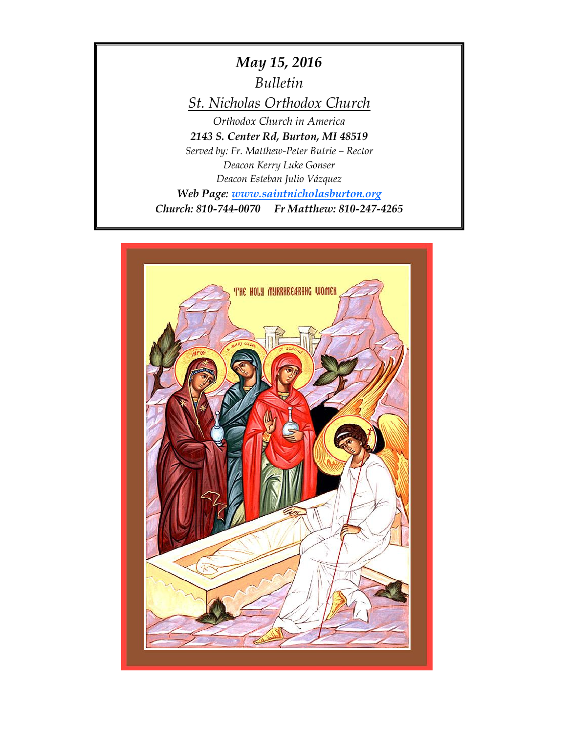*May 15, 2016*

*Bulletin*

*St. Nicholas Orthodox Church*

*Orthodox Church in America*

***2143 S. Center Rd, Burton, MI 48519***

*Served by: Fr. Matthew-Peter Butrie – Rector*

*Deacon Kerry Luke Gonser*

*Deacon Esteban Julio Vázquez*

***Web Page: www.saintnicholasburton.org***

***Church: 810-744-0070     Fr Matthew: 810-247-4265***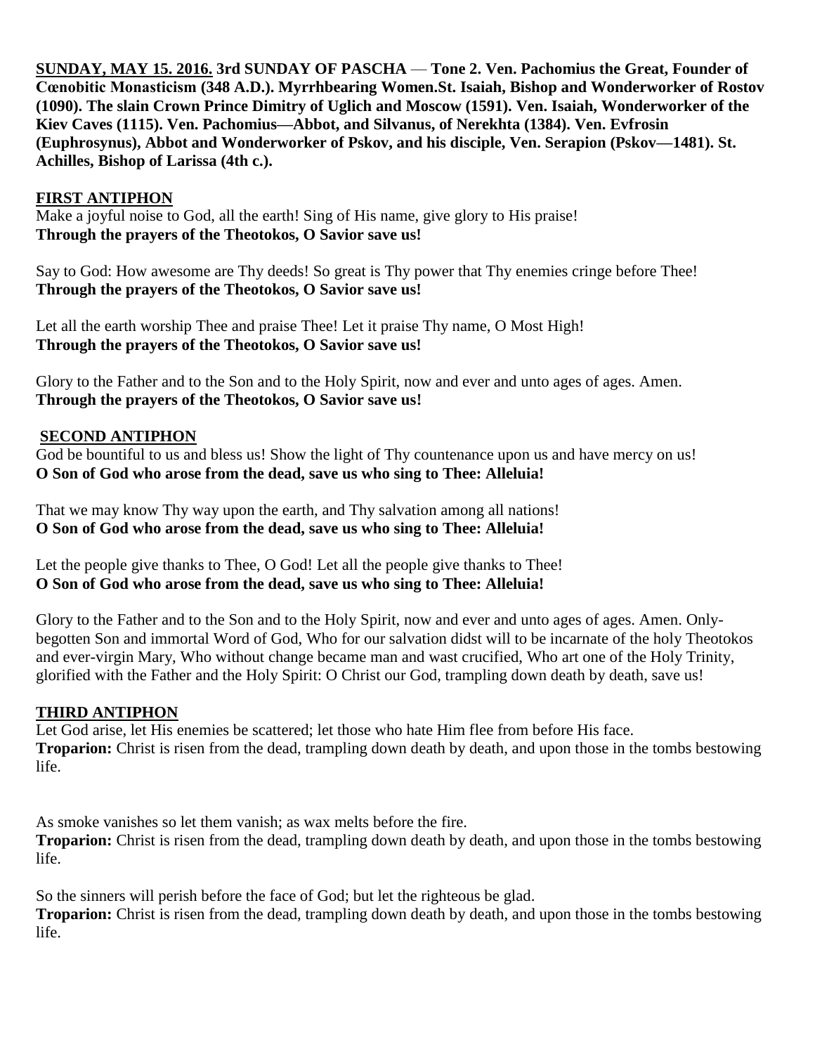**SUNDAY, MAY 15. 2016. 3rd SUNDAY OF PASCHA — Tone 2. Ven. Pachomius the Great, Founder of Cœnobitic Monasticism (348 A.D.). Myrrhbearing Women.St. Isaiah, Bishop and Wonderworker of Rostov (1090). The slain Crown Prince Dimitry of Uglich and Moscow (1591). Ven. Isaiah, Wonderworker of the Kiev Caves (1115). Ven. Pachomius—Abbot, and Silvanus, of Nerekhta (1384). Ven. Evfrosin (Euphrosynus), Abbot and Wonderworker of Pskov, and his disciple, Ven. Serapion (Pskov—1481). St. Achilles, Bishop of Larissa (4th c.).**

## FIRST ANTIPHON

Make a joyful noise to God, all the earth! Sing of His name, give glory to His praise!
**Through the prayers of the Theotokos, O Savior save us!**

Say to God: How awesome are Thy deeds! So great is Thy power that Thy enemies cringe before Thee!
**Through the prayers of the Theotokos, O Savior save us!**

Let all the earth worship Thee and praise Thee! Let it praise Thy name, O Most High!
**Through the prayers of the Theotokos, O Savior save us!**

Glory to the Father and to the Son and to the Holy Spirit, now and ever and unto ages of ages. Amen.
**Through the prayers of the Theotokos, O Savior save us!**

## SECOND ANTIPHON

God be bountiful to us and bless us! Show the light of Thy countenance upon us and have mercy on us!
**O Son of God who arose from the dead, save us who sing to Thee: Alleluia!**

That we may know Thy way upon the earth, and Thy salvation among all nations!
**O Son of God who arose from the dead, save us who sing to Thee: Alleluia!**

Let the people give thanks to Thee, O God! Let all the people give thanks to Thee!
**O Son of God who arose from the dead, save us who sing to Thee: Alleluia!**

Glory to the Father and to the Son and to the Holy Spirit, now and ever and unto ages of ages. Amen. Only-begotten Son and immortal Word of God, Who for our salvation didst will to be incarnate of the holy Theotokos and ever-virgin Mary, Who without change became man and wast crucified, Who art one of the Holy Trinity, glorified with the Father and the Holy Spirit: O Christ our God, trampling down death by death, save us!

## THIRD ANTIPHON

Let God arise, let His enemies be scattered; let those who hate Him flee from before His face.
**Troparion:** Christ is risen from the dead, trampling down death by death, and upon those in the tombs bestowing life.

As smoke vanishes so let them vanish; as wax melts before the fire.
**Troparion:** Christ is risen from the dead, trampling down death by death, and upon those in the tombs bestowing life.

So the sinners will perish before the face of God; but let the righteous be glad.
**Troparion:** Christ is risen from the dead, trampling down death by death, and upon those in the tombs bestowing life.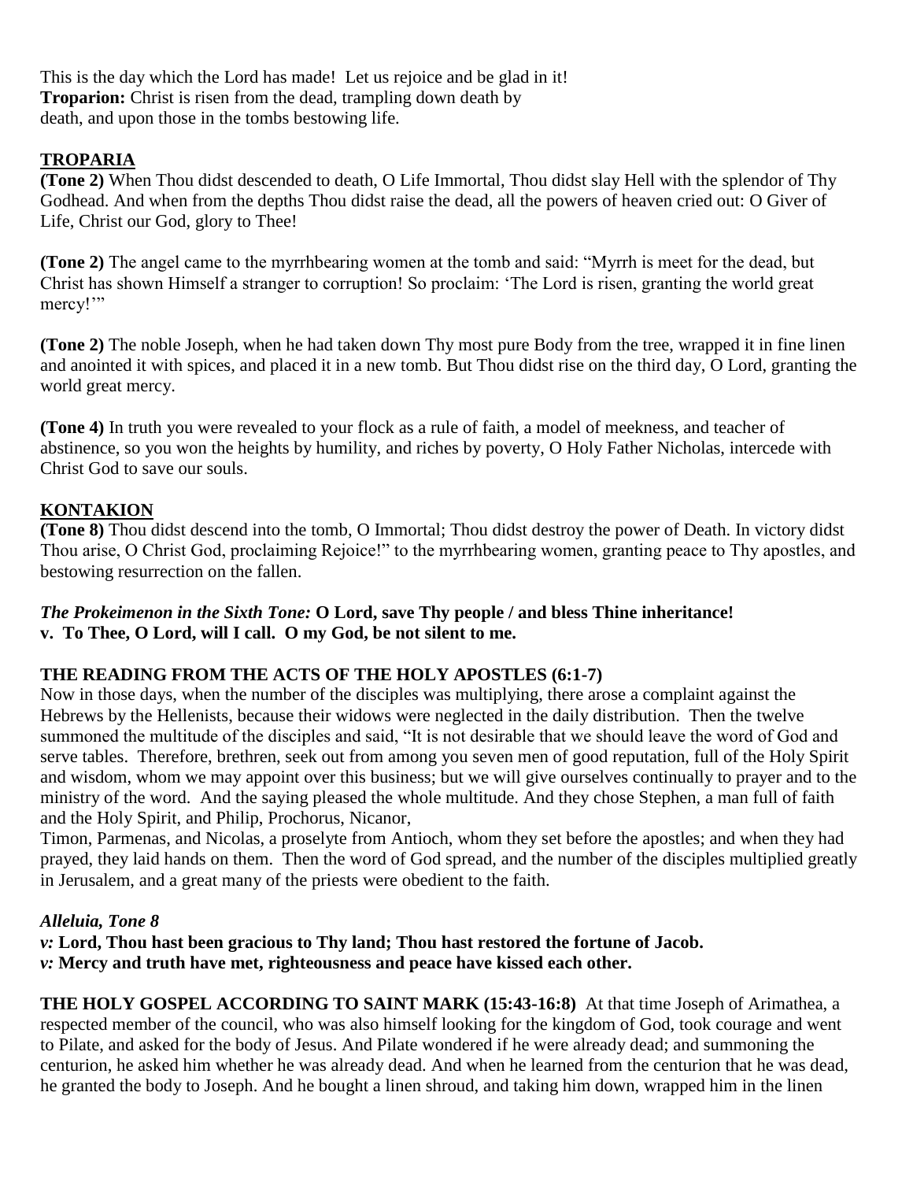This is the day which the Lord has made! Let us rejoice and be glad in it!
**Troparion:** Christ is risen from the dead, trampling down death by death, and upon those in the tombs bestowing life.

## TROPARIA

**(Tone 2)** When Thou didst descended to death, O Life Immortal, Thou didst slay Hell with the splendor of Thy Godhead. And when from the depths Thou didst raise the dead, all the powers of heaven cried out: O Giver of Life, Christ our God, glory to Thee!

**(Tone 2)** The angel came to the myrrhbearing women at the tomb and said: "Myrrh is meet for the dead, but Christ has shown Himself a stranger to corruption! So proclaim: 'The Lord is risen, granting the world great mercy!'"

**(Tone 2)** The noble Joseph, when he had taken down Thy most pure Body from the tree, wrapped it in fine linen and anointed it with spices, and placed it in a new tomb. But Thou didst rise on the third day, O Lord, granting the world great mercy.

**(Tone 4)** In truth you were revealed to your flock as a rule of faith, a model of meekness, and teacher of abstinence, so you won the heights by humility, and riches by poverty, O Holy Father Nicholas, intercede with Christ God to save our souls.

## KONTAKION

**(Tone 8)** Thou didst descend into the tomb, O Immortal; Thou didst destroy the power of Death. In victory didst Thou arise, O Christ God, proclaiming Rejoice!" to the myrrhbearing women, granting peace to Thy apostles, and bestowing resurrection on the fallen.

***The Prokeimenon in the Sixth Tone:* O Lord, save Thy people / and bless Thine inheritance!**
**v. To Thee, O Lord, will I call. O my God, be not silent to me.**

**THE READING FROM THE ACTS OF THE HOLY APOSTLES (6:1-7)**
Now in those days, when the number of the disciples was multiplying, there arose a complaint against the Hebrews by the Hellenists, because their widows were neglected in the daily distribution. Then the twelve summoned the multitude of the disciples and said, "It is not desirable that we should leave the word of God and serve tables. Therefore, brethren, seek out from among you seven men of good reputation, full of the Holy Spirit and wisdom, whom we may appoint over this business; but we will give ourselves continually to prayer and to the ministry of the word. And the saying pleased the whole multitude. And they chose Stephen, a man full of faith and the Holy Spirit, and Philip, Prochorus, Nicanor,
Timon, Parmenas, and Nicolas, a proselyte from Antioch, whom they set before the apostles; and when they had prayed, they laid hands on them. Then the word of God spread, and the number of the disciples multiplied greatly in Jerusalem, and a great many of the priests were obedient to the faith.

***Alleluia, Tone 8***
***v:* Lord, Thou hast been gracious to Thy land; Thou hast restored the fortune of Jacob.**
***v:* Mercy and truth have met, righteousness and peace have kissed each other.**

**THE HOLY GOSPEL ACCORDING TO SAINT MARK (15:43-16:8)** At that time Joseph of Arimathea, a respected member of the council, who was also himself looking for the kingdom of God, took courage and went to Pilate, and asked for the body of Jesus. And Pilate wondered if he were already dead; and summoning the centurion, he asked him whether he was already dead. And when he learned from the centurion that he was dead, he granted the body to Joseph. And he bought a linen shroud, and taking him down, wrapped him in the linen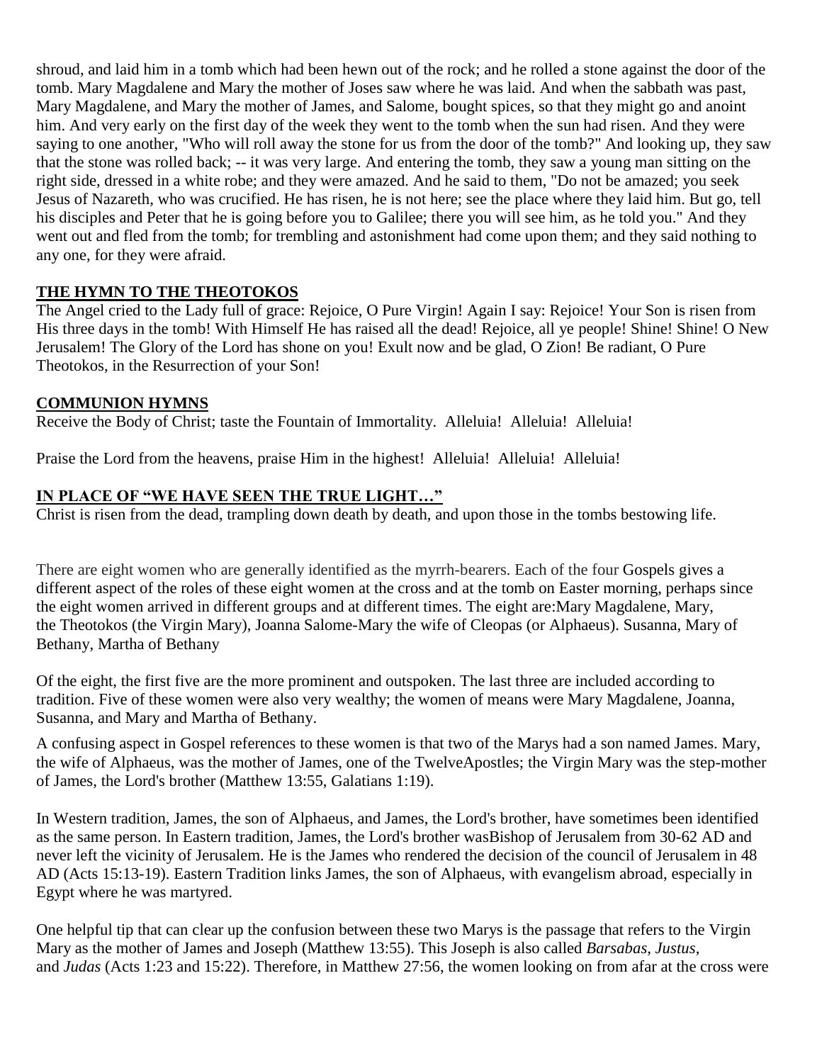shroud, and laid him in a tomb which had been hewn out of the rock; and he rolled a stone against the door of the tomb. Mary Magdalene and Mary the mother of Joses saw where he was laid. And when the sabbath was past, Mary Magdalene, and Mary the mother of James, and Salome, bought spices, so that they might go and anoint him. And very early on the first day of the week they went to the tomb when the sun had risen. And they were saying to one another, "Who will roll away the stone for us from the door of the tomb?" And looking up, they saw that the stone was rolled back; -- it was very large. And entering the tomb, they saw a young man sitting on the right side, dressed in a white robe; and they were amazed. And he said to them, "Do not be amazed; you seek Jesus of Nazareth, who was crucified. He has risen, he is not here; see the place where they laid him. But go, tell his disciples and Peter that he is going before you to Galilee; there you will see him, as he told you." And they went out and fled from the tomb; for trembling and astonishment had come upon them; and they said nothing to any one, for they were afraid.

**THE HYMN TO THE THEOTOKOS**

The Angel cried to the Lady full of grace: Rejoice, O Pure Virgin! Again I say: Rejoice! Your Son is risen from His three days in the tomb! With Himself He has raised all the dead! Rejoice, all ye people! Shine! Shine! O New Jerusalem! The Glory of the Lord has shone on you! Exult now and be glad, O Zion! Be radiant, O Pure Theotokos, in the Resurrection of your Son!

**COMMUNION HYMNS**

Receive the Body of Christ; taste the Fountain of Immortality. Alleluia! Alleluia! Alleluia!

Praise the Lord from the heavens, praise Him in the highest! Alleluia! Alleluia! Alleluia!

**IN PLACE OF "WE HAVE SEEN THE TRUE LIGHT…"**

Christ is risen from the dead, trampling down death by death, and upon those in the tombs bestowing life.

There are eight women who are generally identified as the myrrh-bearers. Each of the four Gospels gives a different aspect of the roles of these eight women at the cross and at the tomb on Easter morning, perhaps since the eight women arrived in different groups and at different times. The eight are:Mary Magdalene, Mary, the Theotokos (the Virgin Mary), Joanna Salome-Mary the wife of Cleopas (or Alphaeus). Susanna, Mary of Bethany, Martha of Bethany

Of the eight, the first five are the more prominent and outspoken. The last three are included according to tradition. Five of these women were also very wealthy; the women of means were Mary Magdalene, Joanna, Susanna, and Mary and Martha of Bethany.

A confusing aspect in Gospel references to these women is that two of the Marys had a son named James. Mary, the wife of Alphaeus, was the mother of James, one of the TwelveApostles; the Virgin Mary was the step-mother of James, the Lord's brother (Matthew 13:55, Galatians 1:19).

In Western tradition, James, the son of Alphaeus, and James, the Lord's brother, have sometimes been identified as the same person. In Eastern tradition, James, the Lord's brother wasBishop of Jerusalem from 30-62 AD and never left the vicinity of Jerusalem. He is the James who rendered the decision of the council of Jerusalem in 48 AD (Acts 15:13-19). Eastern Tradition links James, the son of Alphaeus, with evangelism abroad, especially in Egypt where he was martyred.

One helpful tip that can clear up the confusion between these two Marys is the passage that refers to the Virgin Mary as the mother of James and Joseph (Matthew 13:55). This Joseph is also called *Barsabas*, *Justus*, and *Judas* (Acts 1:23 and 15:22). Therefore, in Matthew 27:56, the women looking on from afar at the cross were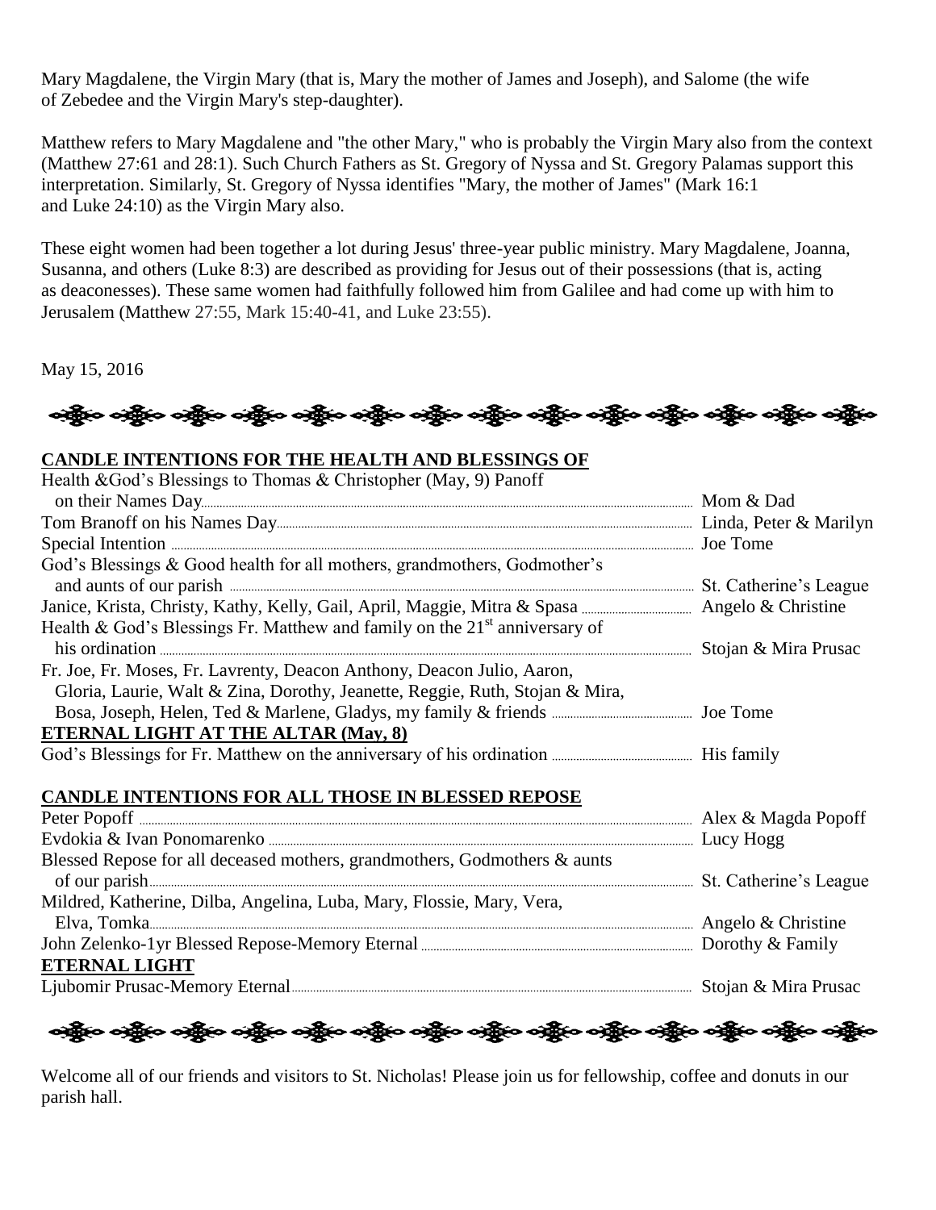Mary Magdalene, the Virgin Mary (that is, Mary the mother of James and Joseph), and Salome (the wife of Zebedee and the Virgin Mary's step-daughter).

Matthew refers to Mary Magdalene and "the other Mary," who is probably the Virgin Mary also from the context (Matthew 27:61 and 28:1). Such Church Fathers as St. Gregory of Nyssa and St. Gregory Palamas support this interpretation. Similarly, St. Gregory of Nyssa identifies "Mary, the mother of James" (Mark 16:1 and Luke 24:10) as the Virgin Mary also.

These eight women had been together a lot during Jesus' three-year public ministry. Mary Magdalene, Joanna, Susanna, and others (Luke 8:3) are described as providing for Jesus out of their possessions (that is, acting as deaconesses). These same women had faithfully followed him from Galilee and had come up with him to Jerusalem (Matthew 27:55, Mark 15:40-41, and Luke 23:55).

May 15, 2016

**CANDLE INTENTIONS FOR THE HEALTH AND BLESSINGS OF**

| | |
|---|---|
| Health &God's Blessings to Thomas & Christopher (May, 9) Panoff on their Names Day | Mom & Dad |
| Tom Branoff on his Names Day | Linda, Peter & Marilyn |
| Special Intention | Joe Tome |
| God's Blessings & Good health for all mothers, grandmothers, Godmother's and aunts of our parish | St. Catherine's League |
| Janice, Krista, Christy, Kathy, Kelly, Gail, April, Maggie, Mitra & Spasa | Angelo & Christine |
| Health & God's Blessings Fr. Matthew and family on the 21st anniversary of his ordination | Stojan & Mira Prusac |
| Fr. Joe, Fr. Moses, Fr. Lavrenty, Deacon Anthony, Deacon Julio, Aaron, Gloria, Laurie, Walt & Zina, Dorothy, Jeanette, Reggie, Ruth, Stojan & Mira, Bosa, Joseph, Helen, Ted & Marlene, Gladys, my family & friends | Joe Tome |

**ETERNAL LIGHT AT THE ALTAR (May, 8)**

| | |
|---|---|
| God's Blessings for Fr. Matthew on the anniversary of his ordination | His family |

**CANDLE INTENTIONS FOR ALL THOSE IN BLESSED REPOSE**

| | |
|---|---|
| Peter Popoff | Alex & Magda Popoff |
| Evdokia & Ivan Ponomarenko | Lucy Hogg |
| Blessed Repose for all deceased mothers, grandmothers, Godmothers & aunts of our parish | St. Catherine's League |
| Mildred, Katherine, Dilba, Angelina, Luba, Mary, Flossie, Mary, Vera, Elva, Tomka | Angelo & Christine |
| John Zelenko-1yr Blessed Repose-Memory Eternal | Dorothy & Family |

**ETERNAL LIGHT**

| | |
|---|---|
| Ljubomir Prusac-Memory Eternal | Stojan & Mira Prusac |

Welcome all of our friends and visitors to St. Nicholas! Please join us for fellowship, coffee and donuts in our parish hall.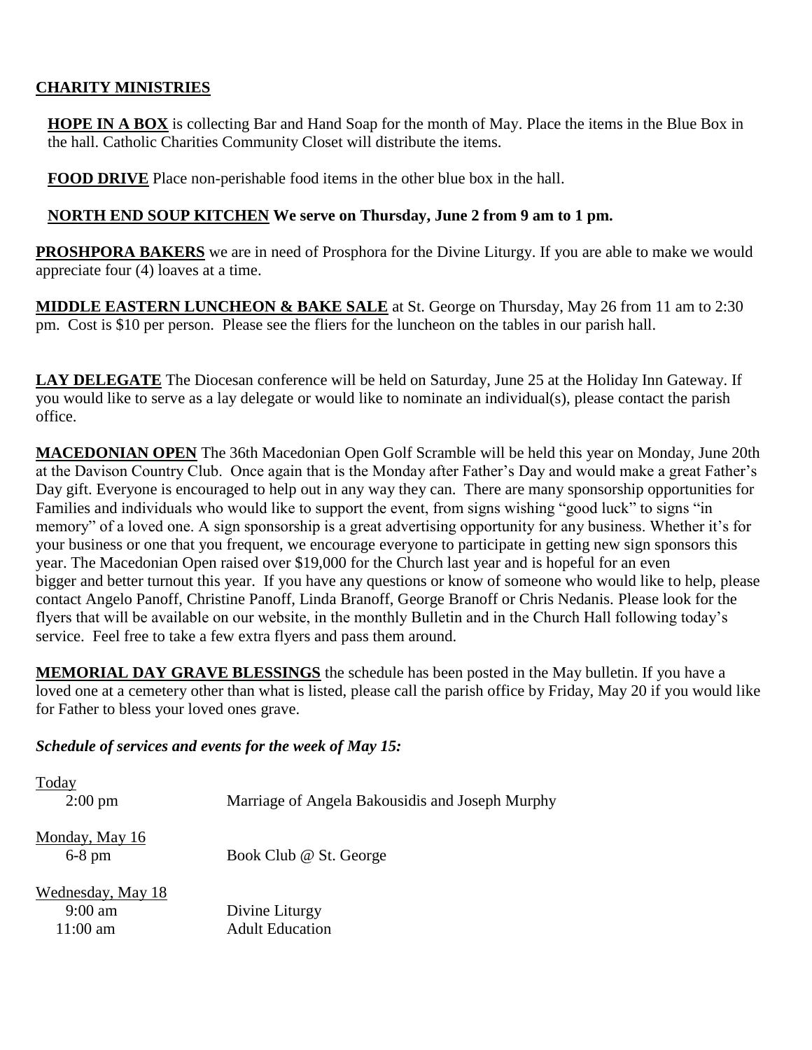## CHARITY MINISTRIES

**HOPE IN A BOX** is collecting Bar and Hand Soap for the month of May. Place the items in the Blue Box in the hall. Catholic Charities Community Closet will distribute the items.

**FOOD DRIVE** Place non-perishable food items in the other blue box in the hall.

**NORTH END SOUP KITCHEN We serve on Thursday, June 2 from 9 am to 1 pm.**

**PROSHPORA BAKERS** we are in need of Prosphora for the Divine Liturgy. If you are able to make we would appreciate four (4) loaves at a time.

**MIDDLE EASTERN LUNCHEON & BAKE SALE** at St. George on Thursday, May 26 from 11 am to 2:30 pm. Cost is $10 per person. Please see the fliers for the luncheon on the tables in our parish hall.

**LAY DELEGATE** The Diocesan conference will be held on Saturday, June 25 at the Holiday Inn Gateway. If you would like to serve as a lay delegate or would like to nominate an individual(s), please contact the parish office.

**MACEDONIAN OPEN** The 36th Macedonian Open Golf Scramble will be held this year on Monday, June 20th at the Davison Country Club. Once again that is the Monday after Father's Day and would make a great Father's Day gift. Everyone is encouraged to help out in any way they can. There are many sponsorship opportunities for Families and individuals who would like to support the event, from signs wishing "good luck" to signs "in memory" of a loved one. A sign sponsorship is a great advertising opportunity for any business. Whether it's for your business or one that you frequent, we encourage everyone to participate in getting new sign sponsors this year. The Macedonian Open raised over $19,000 for the Church last year and is hopeful for an even bigger and better turnout this year. If you have any questions or know of someone who would like to help, please contact Angelo Panoff, Christine Panoff, Linda Branoff, George Branoff or Chris Nedanis. Please look for the flyers that will be available on our website, in the monthly Bulletin and in the Church Hall following today's service. Feel free to take a few extra flyers and pass them around.

**MEMORIAL DAY GRAVE BLESSINGS** the schedule has been posted in the May bulletin. If you have a loved one at a cemetery other than what is listed, please call the parish office by Friday, May 20 if you would like for Father to bless your loved ones grave.

***Schedule of services and events for the week of May 15:***

Today
- 2:00 pm — Marriage of Angela Bakousidis and Joseph Murphy

Monday, May 16
- 6-8 pm — Book Club @ St. George

Wednesday, May 18
- 9:00 am — Divine Liturgy
- 11:00 am — Adult Education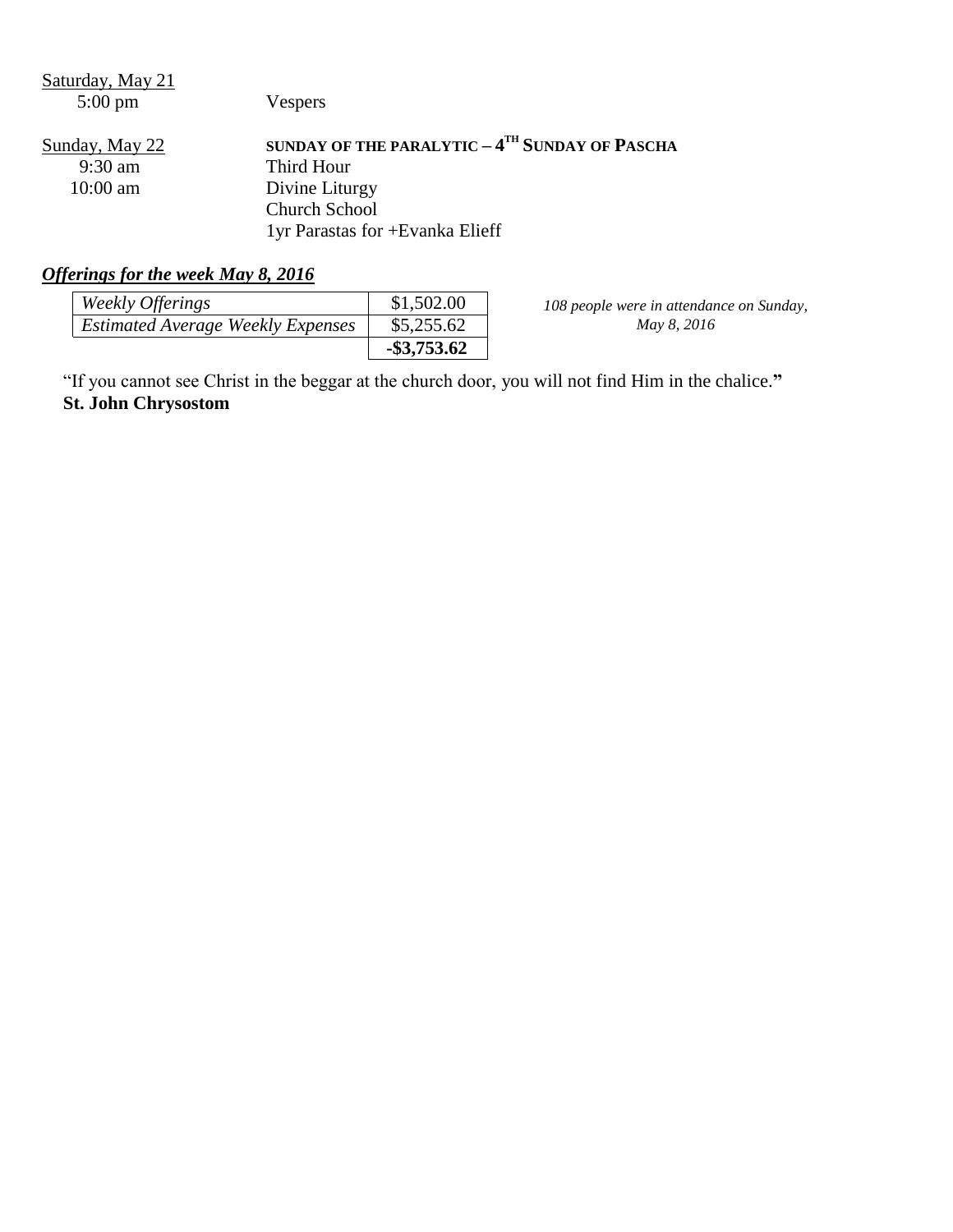Saturday, May 21

5:00 pm Vespers

Sunday, May 22 **SUNDAY OF THE PARALYTIC – 4TH SUNDAY OF PASCHA**

9:30 am Third Hour

10:00 am Divine Liturgy

Church School

1yr Parastas for +Evanka Elieff

***Offerings for the week May 8, 2016***

| | |
|---|---|
| *Weekly Offerings* | $1,502.00 |
| *Estimated Average Weekly Expenses* | $5,255.62 |
| | **-$3,753.62** |

*108 people were in attendance on Sunday, May 8, 2016*

"If you cannot see Christ in the beggar at the church door, you will not find Him in the chalice."
**St. John Chrysostom**